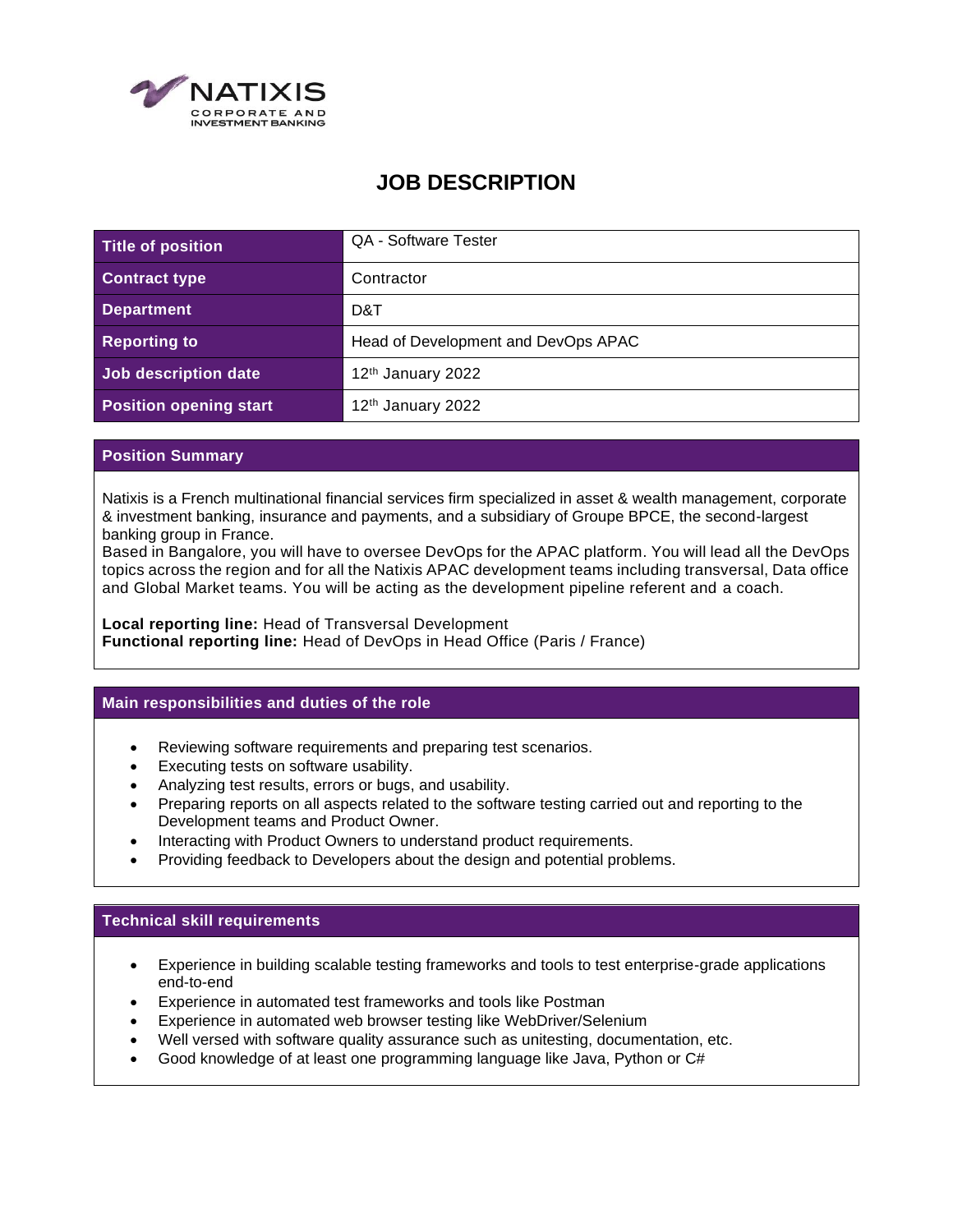NATIXIS
CORPORATE AND
INVESTMENT BANKING

# JOB DESCRIPTION

| Title of position | QA - Software Tester |
| --- | --- |
| Contract type | Contractor |
| Department | D&T |
| Reporting to | Head of Development and DevOps APAC |
| Job description date | 12th January 2022 |
| Position opening start | 12th January 2022 |

## Position Summary

Natixis is a French multinational financial services firm specialized in asset & wealth management, corporate & investment banking, insurance and payments, and a subsidiary of Groupe BPCE, the second-largest banking group in France.
Based in Bangalore, you will have to oversee DevOps for the APAC platform. You will lead all the DevOps topics across the region and for all the Natixis APAC development teams including transversal, Data office and Global Market teams. You will be acting as the development pipeline referent and a coach.

**Local reporting line:** Head of Transversal Development
**Functional reporting line:** Head of DevOps in Head Office (Paris / France)

## Main responsibilities and duties of the role

- Reviewing software requirements and preparing test scenarios.
- Executing tests on software usability.
- Analyzing test results, errors or bugs, and usability.
- Preparing reports on all aspects related to the software testing carried out and reporting to the Development teams and Product Owner.
- Interacting with Product Owners to understand product requirements.
- Providing feedback to Developers about the design and potential problems.

## Technical skill requirements

- Experience in building scalable testing frameworks and tools to test enterprise-grade applications end-to-end
- Experience in automated test frameworks and tools like Postman
- Experience in automated web browser testing like WebDriver/Selenium
- Well versed with software quality assurance such as unitesting, documentation, etc.
- Good knowledge of at least one programming language like Java, Python or C#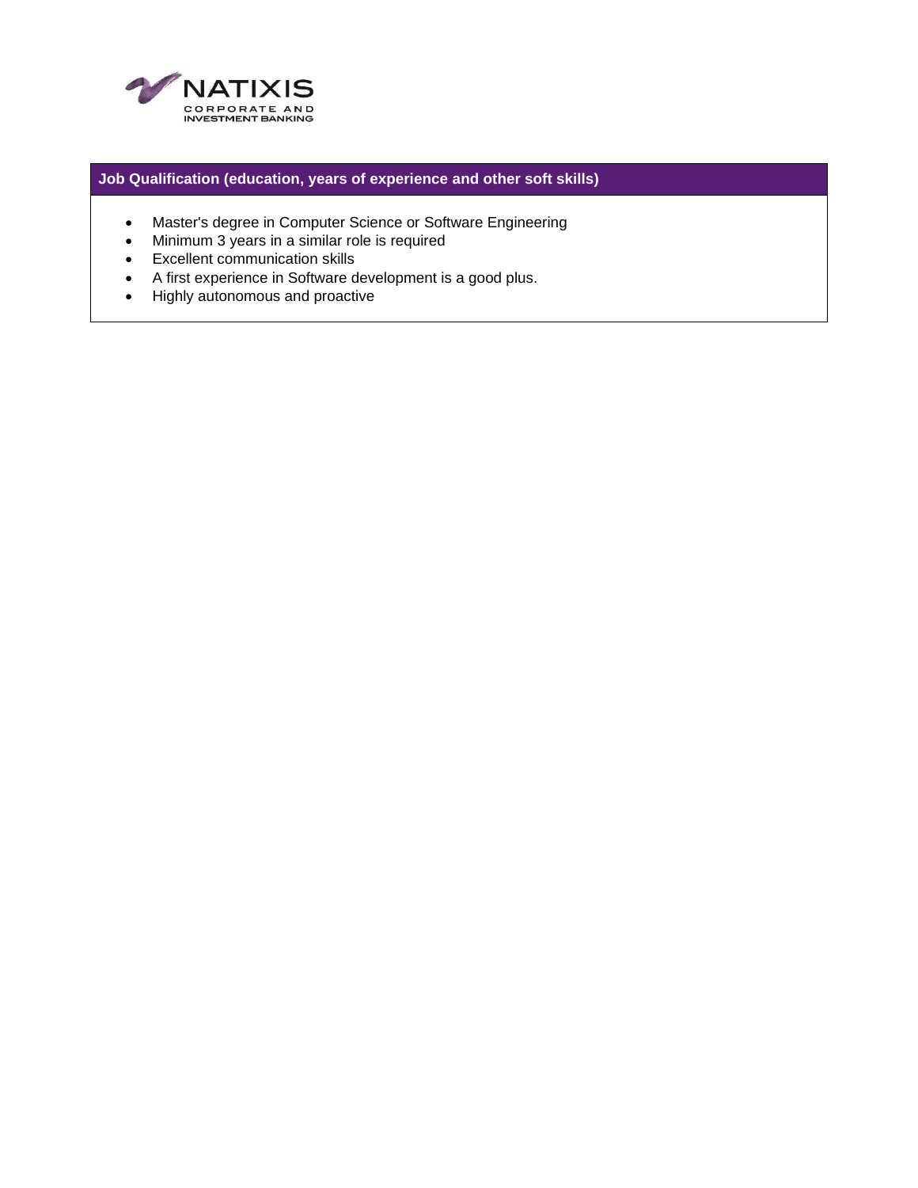## Job Qualification (education, years of experience and other soft skills)

- Master's degree in Computer Science or Software Engineering
- Minimum 3 years in a similar role is required
- Excellent communication skills
- A first experience in Software development is a good plus.
- Highly autonomous and proactive